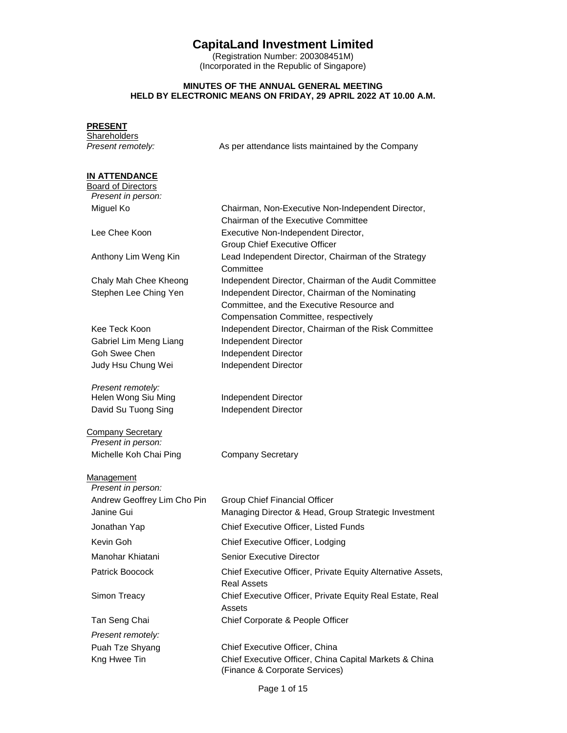# CapitaLand Investment Limited

(Registration Number: 200308451M)
(Incorporated in the Republic of Singapore)

**MINUTES OF THE ANNUAL GENERAL MEETING HELD BY ELECTRONIC MEANS ON FRIDAY, 29 APRIL 2022 AT 10.00 A.M.**

**PRESENT**

Shareholders

| | |
|---|---|
| *Present remotely:* | As per attendance lists maintained by the Company |

**IN ATTENDANCE**

Board of Directors

| | |
|---|---|
| *Present in person:* | |
| Miguel Ko | Chairman, Non-Executive Non-Independent Director, Chairman of the Executive Committee |
| Lee Chee Koon | Executive Non-Independent Director, Group Chief Executive Officer |
| Anthony Lim Weng Kin | Lead Independent Director, Chairman of the Strategy Committee |
| Chaly Mah Chee Kheong | Independent Director, Chairman of the Audit Committee |
| Stephen Lee Ching Yen | Independent Director, Chairman of the Nominating Committee, and the Executive Resource and Compensation Committee, respectively |
| Kee Teck Koon | Independent Director, Chairman of the Risk Committee |
| Gabriel Lim Meng Liang | Independent Director |
| Goh Swee Chen | Independent Director |
| Judy Hsu Chung Wei | Independent Director |
| *Present remotely:* | |
| Helen Wong Siu Ming | Independent Director |
| David Su Tuong Sing | Independent Director |

Company Secretary

| | |
|---|---|
| *Present in person:* | |
| Michelle Koh Chai Ping | Company Secretary |

Management

| | |
|---|---|
| *Present in person:* | |
| Andrew Geoffrey Lim Cho Pin | Group Chief Financial Officer |
| Janine Gui | Managing Director & Head, Group Strategic Investment |
| Jonathan Yap | Chief Executive Officer, Listed Funds |
| Kevin Goh | Chief Executive Officer, Lodging |
| Manohar Khiatani | Senior Executive Director |
| Patrick Boocock | Chief Executive Officer, Private Equity Alternative Assets, Real Assets |
| Simon Treacy | Chief Executive Officer, Private Equity Real Estate, Real Assets |
| Tan Seng Chai | Chief Corporate & People Officer |
| *Present remotely:* | |
| Puah Tze Shyang | Chief Executive Officer, China |
| Kng Hwee Tin | Chief Executive Officer, China Capital Markets & China (Finance & Corporate Services) |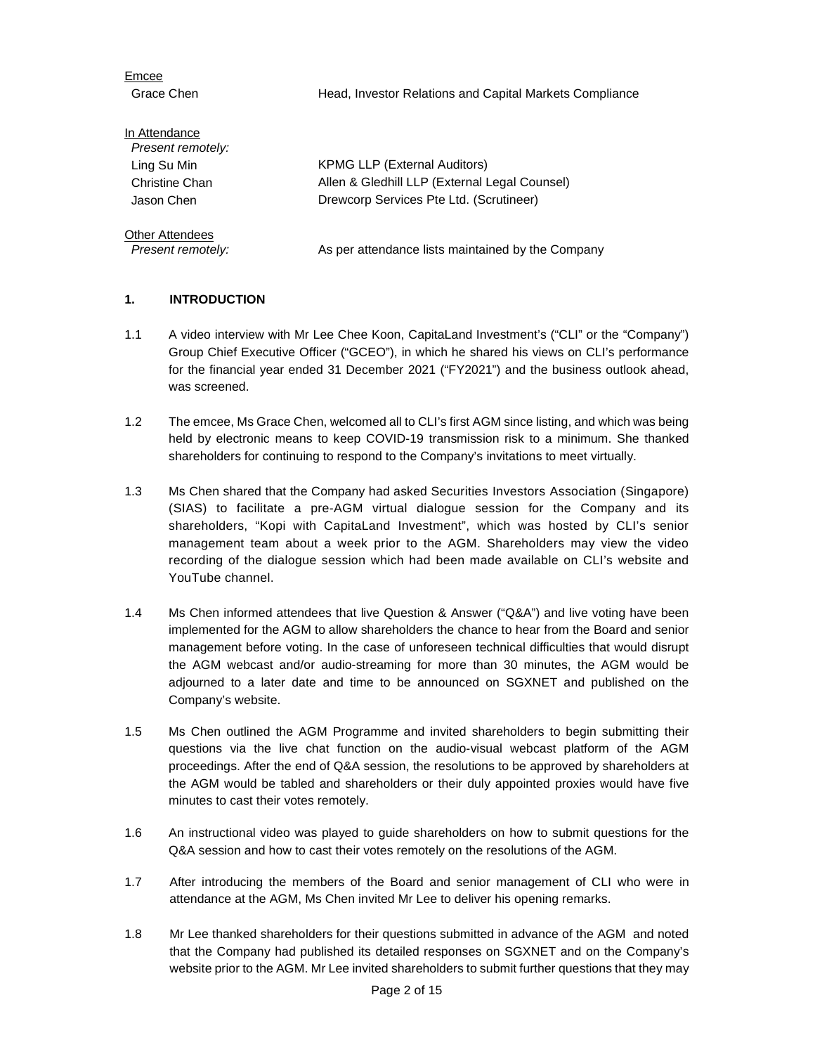Emcee

| | |
|---|---|
| Grace Chen | Head, Investor Relations and Capital Markets Compliance |

In Attendance

*Present remotely:*

| | |
|---|---|
| Ling Su Min | KPMG LLP (External Auditors) |
| Christine Chan | Allen & Gledhill LLP (External Legal Counsel) |
| Jason Chen | Drewcorp Services Pte Ltd. (Scrutineer) |

Other Attendees

*Present remotely:* As per attendance lists maintained by the Company

## 1. INTRODUCTION

1.1 A video interview with Mr Lee Chee Koon, CapitaLand Investment's ("CLI" or the "Company") Group Chief Executive Officer ("GCEO"), in which he shared his views on CLI's performance for the financial year ended 31 December 2021 ("FY2021") and the business outlook ahead, was screened.

1.2 The emcee, Ms Grace Chen, welcomed all to CLI's first AGM since listing, and which was being held by electronic means to keep COVID-19 transmission risk to a minimum. She thanked shareholders for continuing to respond to the Company's invitations to meet virtually.

1.3 Ms Chen shared that the Company had asked Securities Investors Association (Singapore) (SIAS) to facilitate a pre-AGM virtual dialogue session for the Company and its shareholders, "Kopi with CapitaLand Investment", which was hosted by CLI's senior management team about a week prior to the AGM. Shareholders may view the video recording of the dialogue session which had been made available on CLI's website and YouTube channel.

1.4 Ms Chen informed attendees that live Question & Answer ("Q&A") and live voting have been implemented for the AGM to allow shareholders the chance to hear from the Board and senior management before voting. In the case of unforeseen technical difficulties that would disrupt the AGM webcast and/or audio-streaming for more than 30 minutes, the AGM would be adjourned to a later date and time to be announced on SGXNET and published on the Company's website.

1.5 Ms Chen outlined the AGM Programme and invited shareholders to begin submitting their questions via the live chat function on the audio-visual webcast platform of the AGM proceedings. After the end of Q&A session, the resolutions to be approved by shareholders at the AGM would be tabled and shareholders or their duly appointed proxies would have five minutes to cast their votes remotely.

1.6 An instructional video was played to guide shareholders on how to submit questions for the Q&A session and how to cast their votes remotely on the resolutions of the AGM.

1.7 After introducing the members of the Board and senior management of CLI who were in attendance at the AGM, Ms Chen invited Mr Lee to deliver his opening remarks.

1.8 Mr Lee thanked shareholders for their questions submitted in advance of the AGM and noted that the Company had published its detailed responses on SGXNET and on the Company's website prior to the AGM. Mr Lee invited shareholders to submit further questions that they may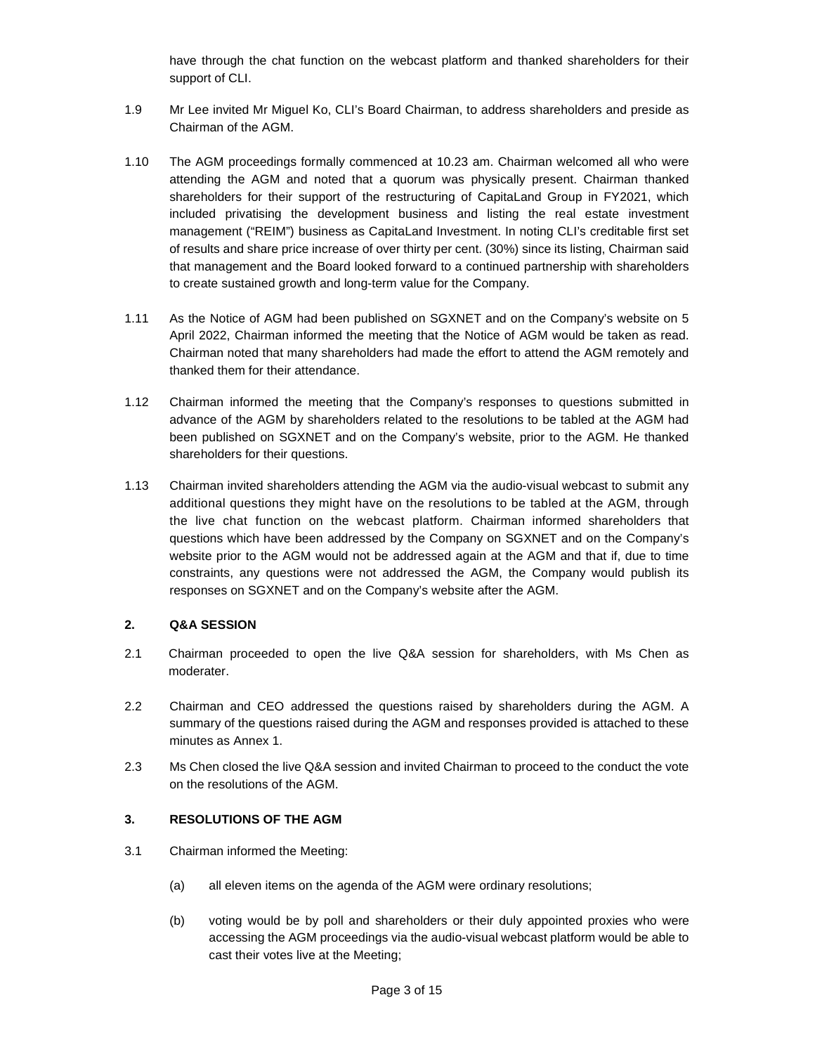have through the chat function on the webcast platform and thanked shareholders for their support of CLI.

1.9 Mr Lee invited Mr Miguel Ko, CLI's Board Chairman, to address shareholders and preside as Chairman of the AGM.

1.10 The AGM proceedings formally commenced at 10.23 am. Chairman welcomed all who were attending the AGM and noted that a quorum was physically present. Chairman thanked shareholders for their support of the restructuring of CapitaLand Group in FY2021, which included privatising the development business and listing the real estate investment management ("REIM") business as CapitaLand Investment. In noting CLI's creditable first set of results and share price increase of over thirty per cent. (30%) since its listing, Chairman said that management and the Board looked forward to a continued partnership with shareholders to create sustained growth and long-term value for the Company.

1.11 As the Notice of AGM had been published on SGXNET and on the Company's website on 5 April 2022, Chairman informed the meeting that the Notice of AGM would be taken as read. Chairman noted that many shareholders had made the effort to attend the AGM remotely and thanked them for their attendance.

1.12 Chairman informed the meeting that the Company's responses to questions submitted in advance of the AGM by shareholders related to the resolutions to be tabled at the AGM had been published on SGXNET and on the Company's website, prior to the AGM. He thanked shareholders for their questions.

1.13 Chairman invited shareholders attending the AGM via the audio-visual webcast to submit any additional questions they might have on the resolutions to be tabled at the AGM, through the live chat function on the webcast platform. Chairman informed shareholders that questions which have been addressed by the Company on SGXNET and on the Company's website prior to the AGM would not be addressed again at the AGM and that if, due to time constraints, any questions were not addressed the AGM, the Company would publish its responses on SGXNET and on the Company's website after the AGM.

## 2. Q&A SESSION

2.1 Chairman proceeded to open the live Q&A session for shareholders, with Ms Chen as moderater.

2.2 Chairman and CEO addressed the questions raised by shareholders during the AGM. A summary of the questions raised during the AGM and responses provided is attached to these minutes as Annex 1.

2.3 Ms Chen closed the live Q&A session and invited Chairman to proceed to the conduct the vote on the resolutions of the AGM.

## 3. RESOLUTIONS OF THE AGM

3.1 Chairman informed the Meeting:

(a) all eleven items on the agenda of the AGM were ordinary resolutions;

(b) voting would be by poll and shareholders or their duly appointed proxies who were accessing the AGM proceedings via the audio-visual webcast platform would be able to cast their votes live at the Meeting;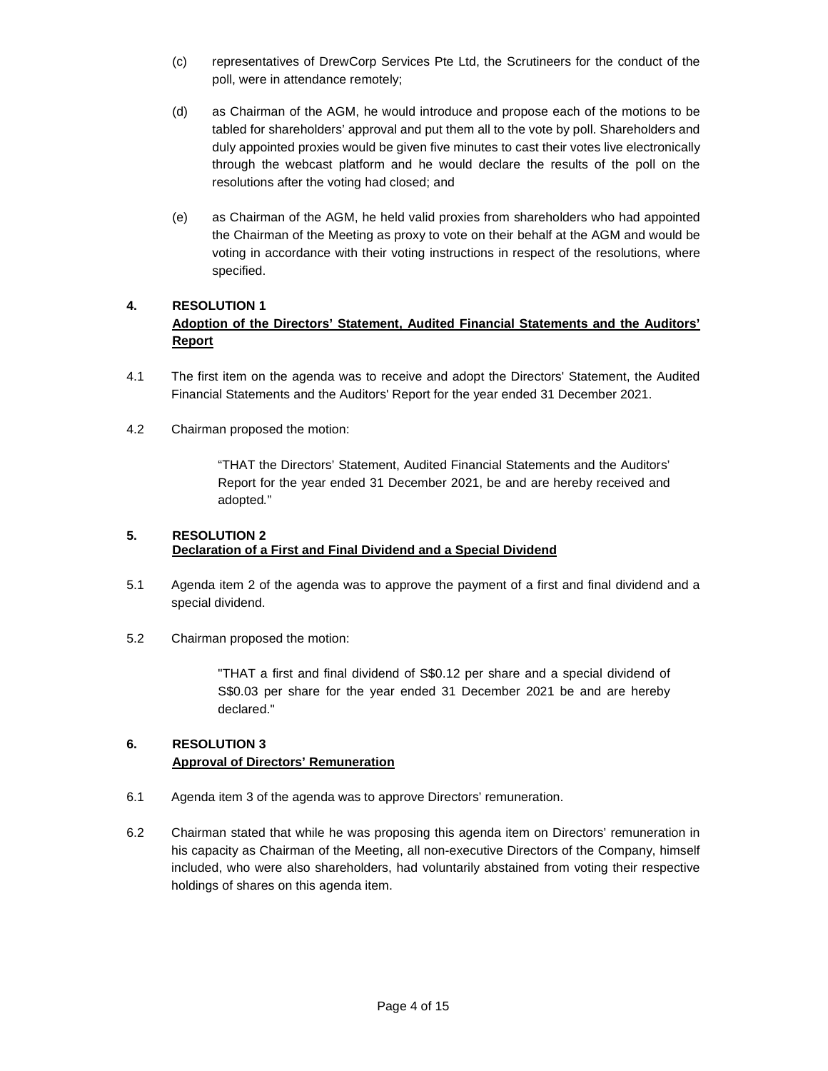(c) representatives of DrewCorp Services Pte Ltd, the Scrutineers for the conduct of the poll, were in attendance remotely;

(d) as Chairman of the AGM, he would introduce and propose each of the motions to be tabled for shareholders' approval and put them all to the vote by poll. Shareholders and duly appointed proxies would be given five minutes to cast their votes live electronically through the webcast platform and he would declare the results of the poll on the resolutions after the voting had closed; and

(e) as Chairman of the AGM, he held valid proxies from shareholders who had appointed the Chairman of the Meeting as proxy to vote on their behalf at the AGM and would be voting in accordance with their voting instructions in respect of the resolutions, where specified.

**4. RESOLUTION 1**
**<u>Adoption of the Directors' Statement, Audited Financial Statements and the Auditors' Report</u>**

4.1 The first item on the agenda was to receive and adopt the Directors' Statement, the Audited Financial Statements and the Auditors' Report for the year ended 31 December 2021.

4.2 Chairman proposed the motion:

> "THAT the Directors' Statement, Audited Financial Statements and the Auditors' Report for the year ended 31 December 2021, be and are hereby received and adopted."

**5. RESOLUTION 2**
**<u>Declaration of a First and Final Dividend and a Special Dividend</u>**

5.1 Agenda item 2 of the agenda was to approve the payment of a first and final dividend and a special dividend.

5.2 Chairman proposed the motion:

> "THAT a first and final dividend of S$0.12 per share and a special dividend of S$0.03 per share for the year ended 31 December 2021 be and are hereby declared."

**6. RESOLUTION 3**
**<u>Approval of Directors' Remuneration</u>**

6.1 Agenda item 3 of the agenda was to approve Directors' remuneration.

6.2 Chairman stated that while he was proposing this agenda item on Directors' remuneration in his capacity as Chairman of the Meeting, all non-executive Directors of the Company, himself included, who were also shareholders, had voluntarily abstained from voting their respective holdings of shares on this agenda item.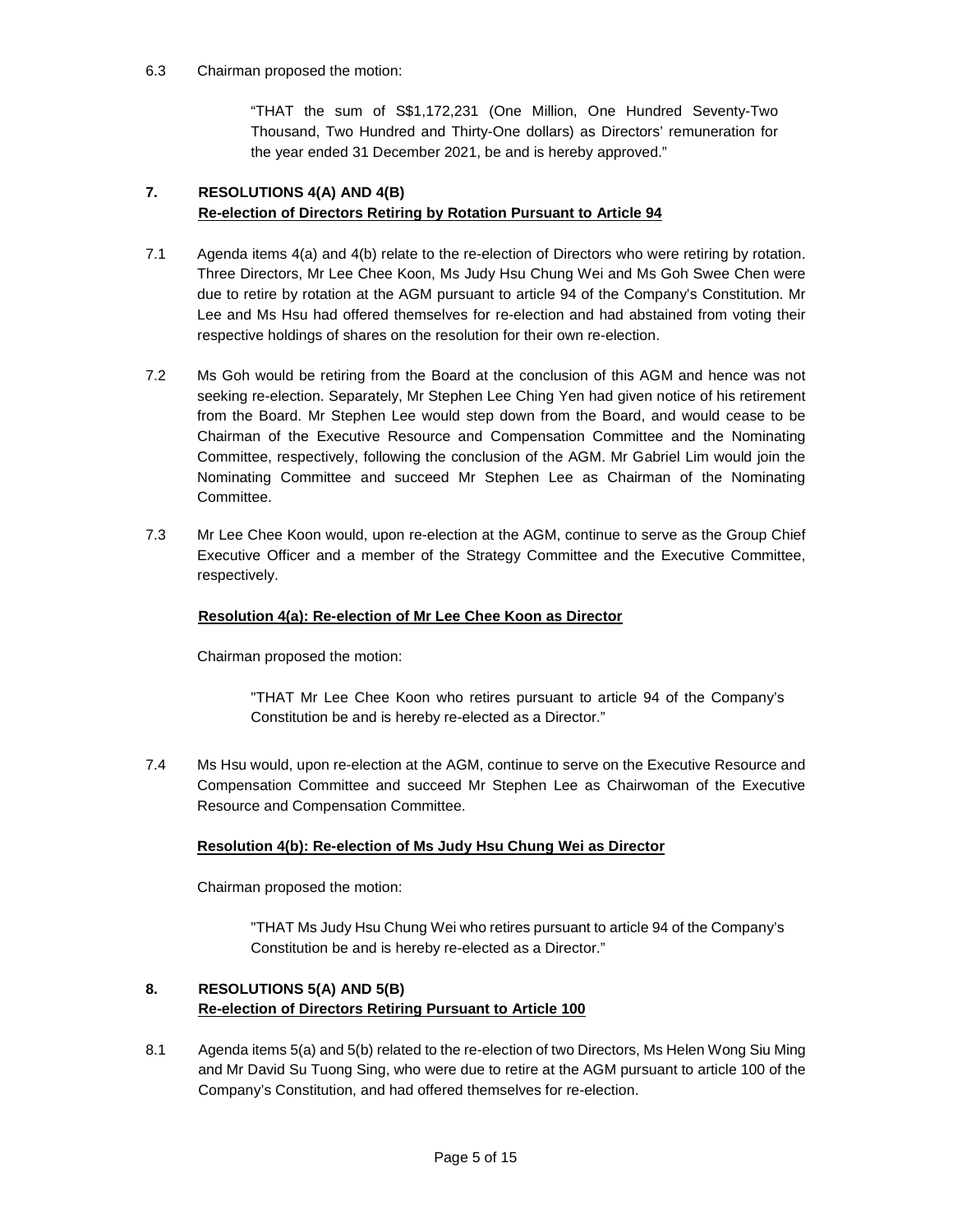6.3 Chairman proposed the motion:

> "THAT the sum of S$1,172,231 (One Million, One Hundred Seventy-Two Thousand, Two Hundred and Thirty-One dollars) as Directors' remuneration for the year ended 31 December 2021, be and is hereby approved."

## 7. RESOLUTIONS 4(A) AND 4(B)
**Re-election of Directors Retiring by Rotation Pursuant to Article 94**

7.1 Agenda items 4(a) and 4(b) relate to the re-election of Directors who were retiring by rotation. Three Directors, Mr Lee Chee Koon, Ms Judy Hsu Chung Wei and Ms Goh Swee Chen were due to retire by rotation at the AGM pursuant to article 94 of the Company's Constitution. Mr Lee and Ms Hsu had offered themselves for re-election and had abstained from voting their respective holdings of shares on the resolution for their own re-election.

7.2 Ms Goh would be retiring from the Board at the conclusion of this AGM and hence was not seeking re-election. Separately, Mr Stephen Lee Ching Yen had given notice of his retirement from the Board. Mr Stephen Lee would step down from the Board, and would cease to be Chairman of the Executive Resource and Compensation Committee and the Nominating Committee, respectively, following the conclusion of the AGM. Mr Gabriel Lim would join the Nominating Committee and succeed Mr Stephen Lee as Chairman of the Nominating Committee.

7.3 Mr Lee Chee Koon would, upon re-election at the AGM, continue to serve as the Group Chief Executive Officer and a member of the Strategy Committee and the Executive Committee, respectively.

**Resolution 4(a): Re-election of Mr Lee Chee Koon as Director**

Chairman proposed the motion:

> "THAT Mr Lee Chee Koon who retires pursuant to article 94 of the Company's Constitution be and is hereby re-elected as a Director."

7.4 Ms Hsu would, upon re-election at the AGM, continue to serve on the Executive Resource and Compensation Committee and succeed Mr Stephen Lee as Chairwoman of the Executive Resource and Compensation Committee.

**Resolution 4(b): Re-election of Ms Judy Hsu Chung Wei as Director**

Chairman proposed the motion:

> "THAT Ms Judy Hsu Chung Wei who retires pursuant to article 94 of the Company's Constitution be and is hereby re-elected as a Director."

## 8. RESOLUTIONS 5(A) AND 5(B)
**Re-election of Directors Retiring Pursuant to Article 100**

8.1 Agenda items 5(a) and 5(b) related to the re-election of two Directors, Ms Helen Wong Siu Ming and Mr David Su Tuong Sing, who were due to retire at the AGM pursuant to article 100 of the Company's Constitution, and had offered themselves for re-election.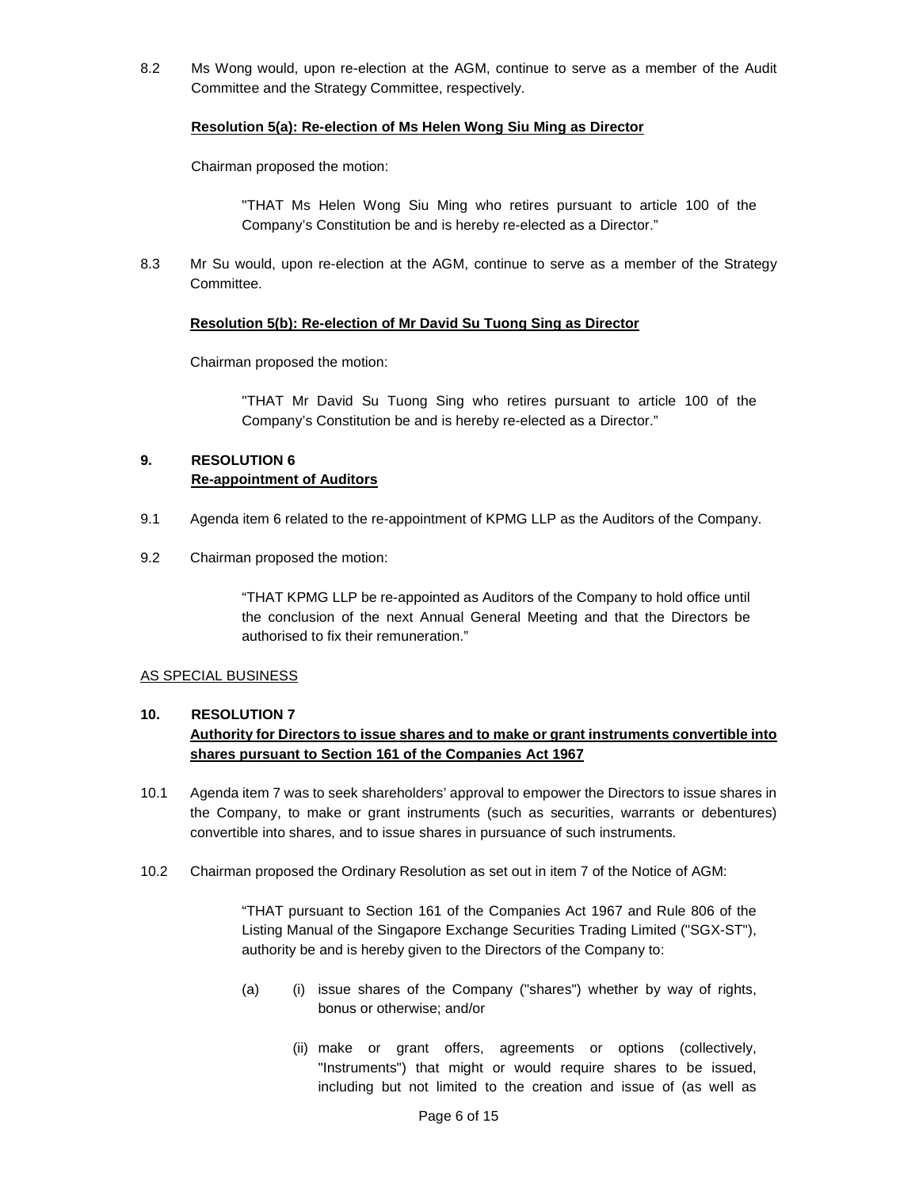8.2 Ms Wong would, upon re-election at the AGM, continue to serve as a member of the Audit Committee and the Strategy Committee, respectively.

**Resolution 5(a): Re-election of Ms Helen Wong Siu Ming as Director**

Chairman proposed the motion:

> "THAT Ms Helen Wong Siu Ming who retires pursuant to article 100 of the Company's Constitution be and is hereby re-elected as a Director."

8.3 Mr Su would, upon re-election at the AGM, continue to serve as a member of the Strategy Committee.

**Resolution 5(b): Re-election of Mr David Su Tuong Sing as Director**

Chairman proposed the motion:

> "THAT Mr David Su Tuong Sing who retires pursuant to article 100 of the Company's Constitution be and is hereby re-elected as a Director."

## 9. RESOLUTION 6
**Re-appointment of Auditors**

9.1 Agenda item 6 related to the re-appointment of KPMG LLP as the Auditors of the Company.

9.2 Chairman proposed the motion:

> "THAT KPMG LLP be re-appointed as Auditors of the Company to hold office until the conclusion of the next Annual General Meeting and that the Directors be authorised to fix their remuneration."

AS SPECIAL BUSINESS

## 10. RESOLUTION 7
**Authority for Directors to issue shares and to make or grant instruments convertible into shares pursuant to Section 161 of the Companies Act 1967**

10.1 Agenda item 7 was to seek shareholders' approval to empower the Directors to issue shares in the Company, to make or grant instruments (such as securities, warrants or debentures) convertible into shares, and to issue shares in pursuance of such instruments.

10.2 Chairman proposed the Ordinary Resolution as set out in item 7 of the Notice of AGM:

> "THAT pursuant to Section 161 of the Companies Act 1967 and Rule 806 of the Listing Manual of the Singapore Exchange Securities Trading Limited ("SGX-ST"), authority be and is hereby given to the Directors of the Company to:
>
> (a) (i) issue shares of the Company ("shares") whether by way of rights, bonus or otherwise; and/or
>
> (ii) make or grant offers, agreements or options (collectively, "Instruments") that might or would require shares to be issued, including but not limited to the creation and issue of (as well as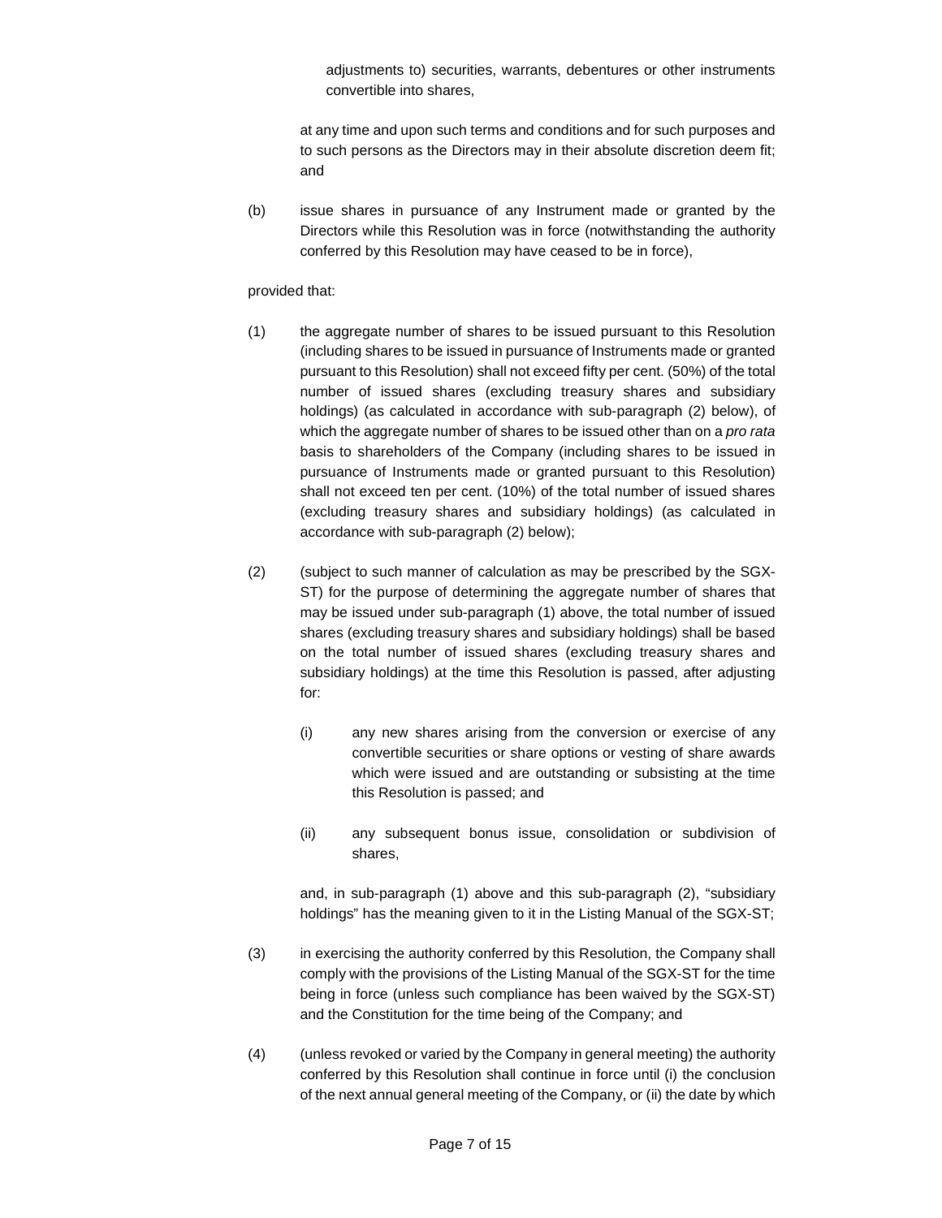adjustments to) securities, warrants, debentures or other instruments convertible into shares,

at any time and upon such terms and conditions and for such purposes and to such persons as the Directors may in their absolute discretion deem fit; and

(b) issue shares in pursuance of any Instrument made or granted by the Directors while this Resolution was in force (notwithstanding the authority conferred by this Resolution may have ceased to be in force),

provided that:

(1) the aggregate number of shares to be issued pursuant to this Resolution (including shares to be issued in pursuance of Instruments made or granted pursuant to this Resolution) shall not exceed fifty per cent. (50%) of the total number of issued shares (excluding treasury shares and subsidiary holdings) (as calculated in accordance with sub-paragraph (2) below), of which the aggregate number of shares to be issued other than on a *pro rata* basis to shareholders of the Company (including shares to be issued in pursuance of Instruments made or granted pursuant to this Resolution) shall not exceed ten per cent. (10%) of the total number of issued shares (excluding treasury shares and subsidiary holdings) (as calculated in accordance with sub-paragraph (2) below);

(2) (subject to such manner of calculation as may be prescribed by the SGX-ST) for the purpose of determining the aggregate number of shares that may be issued under sub-paragraph (1) above, the total number of issued shares (excluding treasury shares and subsidiary holdings) shall be based on the total number of issued shares (excluding treasury shares and subsidiary holdings) at the time this Resolution is passed, after adjusting for:

   (i) any new shares arising from the conversion or exercise of any convertible securities or share options or vesting of share awards which were issued and are outstanding or subsisting at the time this Resolution is passed; and

   (ii) any subsequent bonus issue, consolidation or subdivision of shares,

   and, in sub-paragraph (1) above and this sub-paragraph (2), "subsidiary holdings" has the meaning given to it in the Listing Manual of the SGX-ST;

(3) in exercising the authority conferred by this Resolution, the Company shall comply with the provisions of the Listing Manual of the SGX-ST for the time being in force (unless such compliance has been waived by the SGX-ST) and the Constitution for the time being of the Company; and

(4) (unless revoked or varied by the Company in general meeting) the authority conferred by this Resolution shall continue in force until (i) the conclusion of the next annual general meeting of the Company, or (ii) the date by which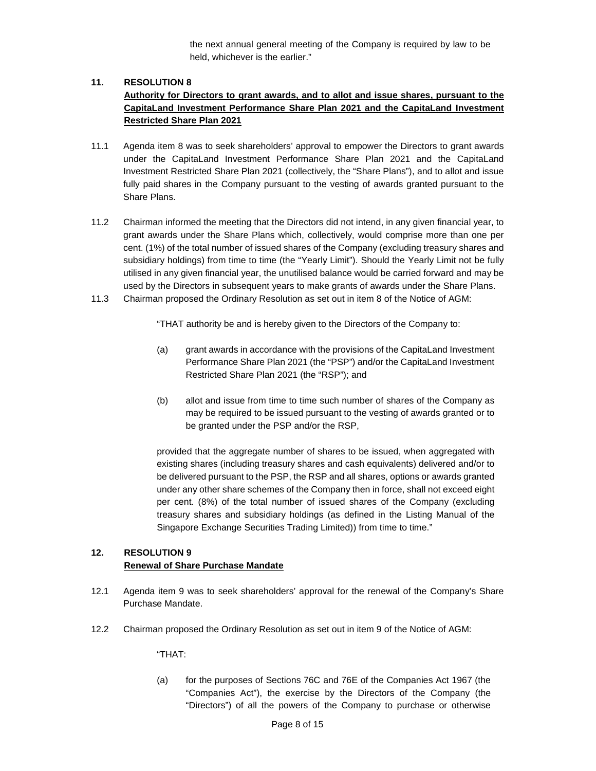the next annual general meeting of the Company is required by law to be held, whichever is the earlier."

## 11. RESOLUTION 8

**Authority for Directors to grant awards, and to allot and issue shares, pursuant to the CapitaLand Investment Performance Share Plan 2021 and the CapitaLand Investment Restricted Share Plan 2021**

11.1 Agenda item 8 was to seek shareholders' approval to empower the Directors to grant awards under the CapitaLand Investment Performance Share Plan 2021 and the CapitaLand Investment Restricted Share Plan 2021 (collectively, the "Share Plans"), and to allot and issue fully paid shares in the Company pursuant to the vesting of awards granted pursuant to the Share Plans.

11.2 Chairman informed the meeting that the Directors did not intend, in any given financial year, to grant awards under the Share Plans which, collectively, would comprise more than one per cent. (1%) of the total number of issued shares of the Company (excluding treasury shares and subsidiary holdings) from time to time (the "Yearly Limit"). Should the Yearly Limit not be fully utilised in any given financial year, the unutilised balance would be carried forward and may be used by the Directors in subsequent years to make grants of awards under the Share Plans.

11.3 Chairman proposed the Ordinary Resolution as set out in item 8 of the Notice of AGM:

"THAT authority be and is hereby given to the Directors of the Company to:

(a) grant awards in accordance with the provisions of the CapitaLand Investment Performance Share Plan 2021 (the "PSP") and/or the CapitaLand Investment Restricted Share Plan 2021 (the "RSP"); and

(b) allot and issue from time to time such number of shares of the Company as may be required to be issued pursuant to the vesting of awards granted or to be granted under the PSP and/or the RSP,

provided that the aggregate number of shares to be issued, when aggregated with existing shares (including treasury shares and cash equivalents) delivered and/or to be delivered pursuant to the PSP, the RSP and all shares, options or awards granted under any other share schemes of the Company then in force, shall not exceed eight per cent. (8%) of the total number of issued shares of the Company (excluding treasury shares and subsidiary holdings (as defined in the Listing Manual of the Singapore Exchange Securities Trading Limited)) from time to time."

## 12. RESOLUTION 9

**Renewal of Share Purchase Mandate**

12.1 Agenda item 9 was to seek shareholders' approval for the renewal of the Company's Share Purchase Mandate.

12.2 Chairman proposed the Ordinary Resolution as set out in item 9 of the Notice of AGM:

"THAT:

(a) for the purposes of Sections 76C and 76E of the Companies Act 1967 (the "Companies Act"), the exercise by the Directors of the Company (the "Directors") of all the powers of the Company to purchase or otherwise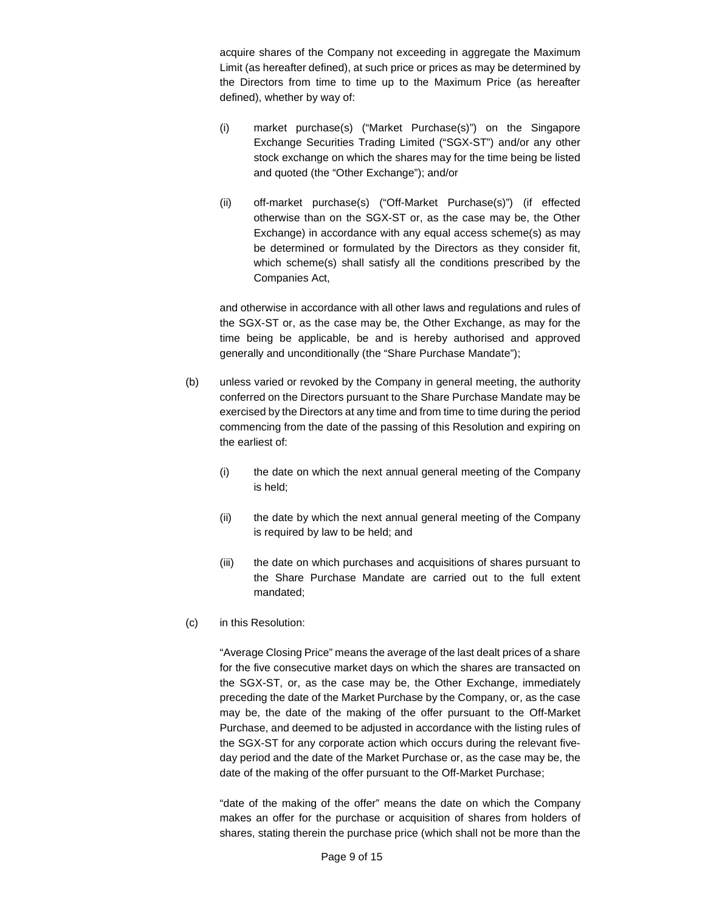acquire shares of the Company not exceeding in aggregate the Maximum Limit (as hereafter defined), at such price or prices as may be determined by the Directors from time to time up to the Maximum Price (as hereafter defined), whether by way of:

(i) market purchase(s) ("Market Purchase(s)") on the Singapore Exchange Securities Trading Limited ("SGX-ST") and/or any other stock exchange on which the shares may for the time being be listed and quoted (the "Other Exchange"); and/or

(ii) off-market purchase(s) ("Off-Market Purchase(s)") (if effected otherwise than on the SGX-ST or, as the case may be, the Other Exchange) in accordance with any equal access scheme(s) as may be determined or formulated by the Directors as they consider fit, which scheme(s) shall satisfy all the conditions prescribed by the Companies Act,

and otherwise in accordance with all other laws and regulations and rules of the SGX-ST or, as the case may be, the Other Exchange, as may for the time being be applicable, be and is hereby authorised and approved generally and unconditionally (the "Share Purchase Mandate");

(b) unless varied or revoked by the Company in general meeting, the authority conferred on the Directors pursuant to the Share Purchase Mandate may be exercised by the Directors at any time and from time to time during the period commencing from the date of the passing of this Resolution and expiring on the earliest of:

(i) the date on which the next annual general meeting of the Company is held;

(ii) the date by which the next annual general meeting of the Company is required by law to be held; and

(iii) the date on which purchases and acquisitions of shares pursuant to the Share Purchase Mandate are carried out to the full extent mandated;

(c) in this Resolution:

"Average Closing Price" means the average of the last dealt prices of a share for the five consecutive market days on which the shares are transacted on the SGX-ST, or, as the case may be, the Other Exchange, immediately preceding the date of the Market Purchase by the Company, or, as the case may be, the date of the making of the offer pursuant to the Off-Market Purchase, and deemed to be adjusted in accordance with the listing rules of the SGX-ST for any corporate action which occurs during the relevant five-day period and the date of the Market Purchase or, as the case may be, the date of the making of the offer pursuant to the Off-Market Purchase;

"date of the making of the offer" means the date on which the Company makes an offer for the purchase or acquisition of shares from holders of shares, stating therein the purchase price (which shall not be more than the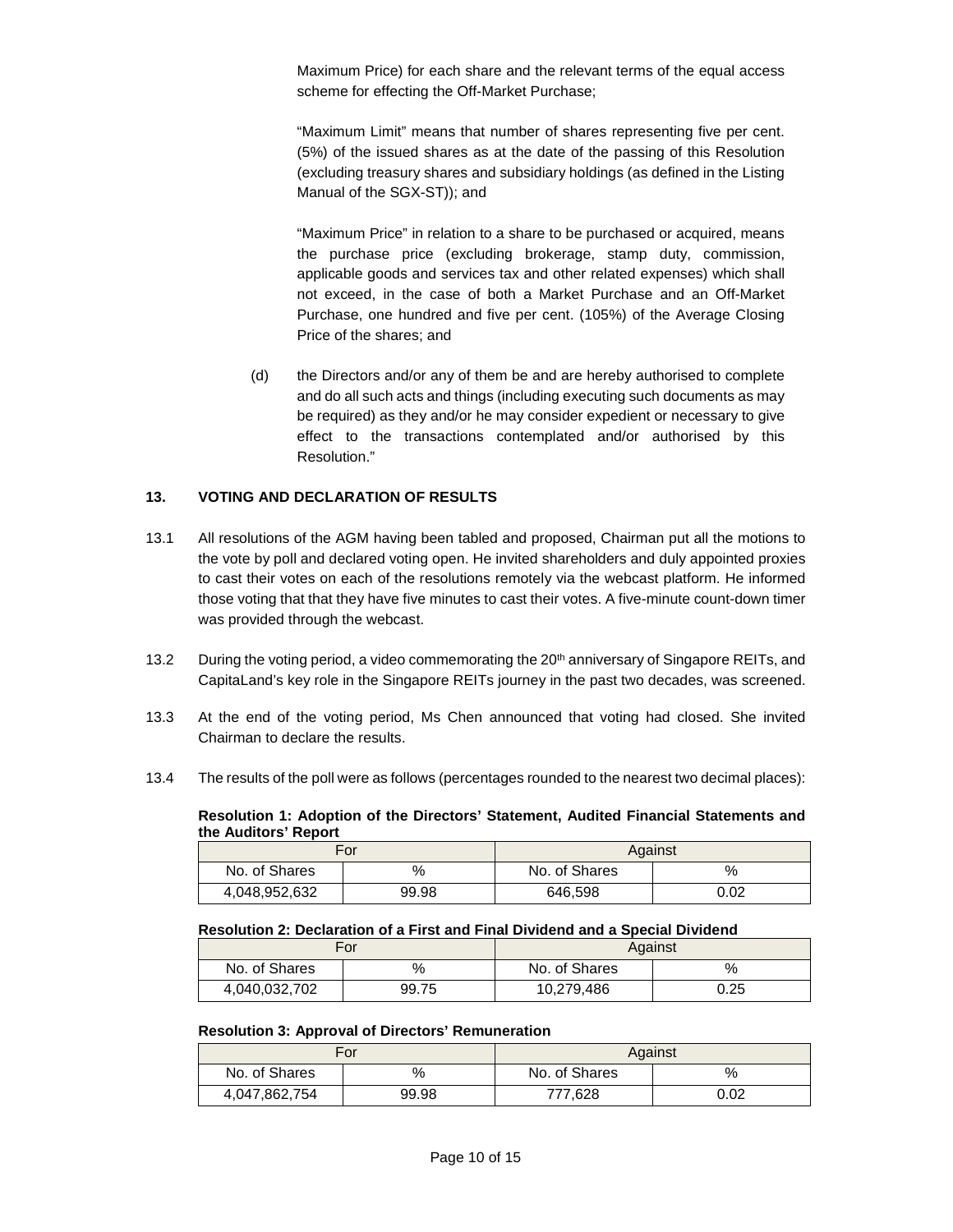Maximum Price) for each share and the relevant terms of the equal access scheme for effecting the Off-Market Purchase;

"Maximum Limit" means that number of shares representing five per cent. (5%) of the issued shares as at the date of the passing of this Resolution (excluding treasury shares and subsidiary holdings (as defined in the Listing Manual of the SGX-ST)); and

"Maximum Price" in relation to a share to be purchased or acquired, means the purchase price (excluding brokerage, stamp duty, commission, applicable goods and services tax and other related expenses) which shall not exceed, in the case of both a Market Purchase and an Off-Market Purchase, one hundred and five per cent. (105%) of the Average Closing Price of the shares; and

(d) the Directors and/or any of them be and are hereby authorised to complete and do all such acts and things (including executing such documents as may be required) as they and/or he may consider expedient or necessary to give effect to the transactions contemplated and/or authorised by this Resolution."

**13. VOTING AND DECLARATION OF RESULTS**

13.1 All resolutions of the AGM having been tabled and proposed, Chairman put all the motions to the vote by poll and declared voting open. He invited shareholders and duly appointed proxies to cast their votes on each of the resolutions remotely via the webcast platform. He informed those voting that that they have five minutes to cast their votes. A five-minute count-down timer was provided through the webcast.

13.2 During the voting period, a video commemorating the 20th anniversary of Singapore REITs, and CapitaLand's key role in the Singapore REITs journey in the past two decades, was screened.

13.3 At the end of the voting period, Ms Chen announced that voting had closed. She invited Chairman to declare the results.

13.4 The results of the poll were as follows (percentages rounded to the nearest two decimal places):

**Resolution 1: Adoption of the Directors' Statement, Audited Financial Statements and the Auditors' Report**

| For | | Against | |
|---|---|---|---|
| No. of Shares | % | No. of Shares | % |
| 4,048,952,632 | 99.98 | 646,598 | 0.02 |

**Resolution 2: Declaration of a First and Final Dividend and a Special Dividend**

| For | | Against | |
|---|---|---|---|
| No. of Shares | % | No. of Shares | % |
| 4,040,032,702 | 99.75 | 10,279,486 | 0.25 |

**Resolution 3: Approval of Directors' Remuneration**

| For | | Against | |
|---|---|---|---|
| No. of Shares | % | No. of Shares | % |
| 4,047,862,754 | 99.98 | 777,628 | 0.02 |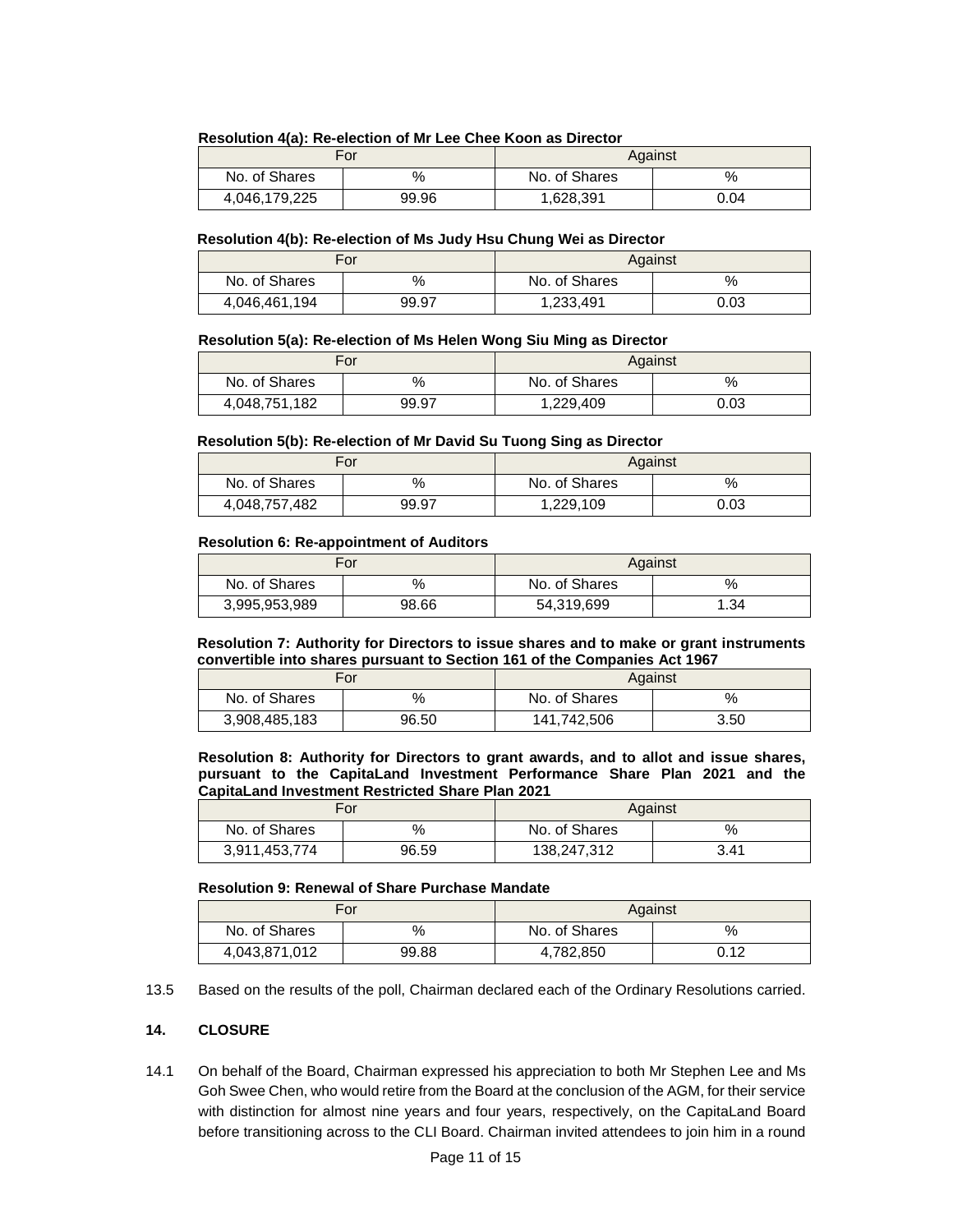**Resolution 4(a): Re-election of Mr Lee Chee Koon as Director**

| For | | Against | |
|---|---|---|---|
| No. of Shares | % | No. of Shares | % |
| 4,046,179,225 | 99.96 | 1,628,391 | 0.04 |

**Resolution 4(b): Re-election of Ms Judy Hsu Chung Wei as Director**

| For | | Against | |
|---|---|---|---|
| No. of Shares | % | No. of Shares | % |
| 4,046,461,194 | 99.97 | 1,233,491 | 0.03 |

**Resolution 5(a): Re-election of Ms Helen Wong Siu Ming as Director**

| For | | Against | |
|---|---|---|---|
| No. of Shares | % | No. of Shares | % |
| 4,048,751,182 | 99.97 | 1,229,409 | 0.03 |

**Resolution 5(b): Re-election of Mr David Su Tuong Sing as Director**

| For | | Against | |
|---|---|---|---|
| No. of Shares | % | No. of Shares | % |
| 4,048,757,482 | 99.97 | 1,229,109 | 0.03 |

**Resolution 6: Re-appointment of Auditors**

| For | | Against | |
|---|---|---|---|
| No. of Shares | % | No. of Shares | % |
| 3,995,953,989 | 98.66 | 54,319,699 | 1.34 |

**Resolution 7: Authority for Directors to issue shares and to make or grant instruments convertible into shares pursuant to Section 161 of the Companies Act 1967**

| For | | Against | |
|---|---|---|---|
| No. of Shares | % | No. of Shares | % |
| 3,908,485,183 | 96.50 | 141,742,506 | 3.50 |

**Resolution 8: Authority for Directors to grant awards, and to allot and issue shares, pursuant to the CapitaLand Investment Performance Share Plan 2021 and the CapitaLand Investment Restricted Share Plan 2021**

| For | | Against | |
|---|---|---|---|
| No. of Shares | % | No. of Shares | % |
| 3,911,453,774 | 96.59 | 138,247,312 | 3.41 |

**Resolution 9: Renewal of Share Purchase Mandate**

| For | | Against | |
|---|---|---|---|
| No. of Shares | % | No. of Shares | % |
| 4,043,871,012 | 99.88 | 4,782,850 | 0.12 |

13.5 Based on the results of the poll, Chairman declared each of the Ordinary Resolutions carried.

## 14. CLOSURE

14.1 On behalf of the Board, Chairman expressed his appreciation to both Mr Stephen Lee and Ms Goh Swee Chen, who would retire from the Board at the conclusion of the AGM, for their service with distinction for almost nine years and four years, respectively, on the CapitaLand Board before transitioning across to the CLI Board. Chairman invited attendees to join him in a round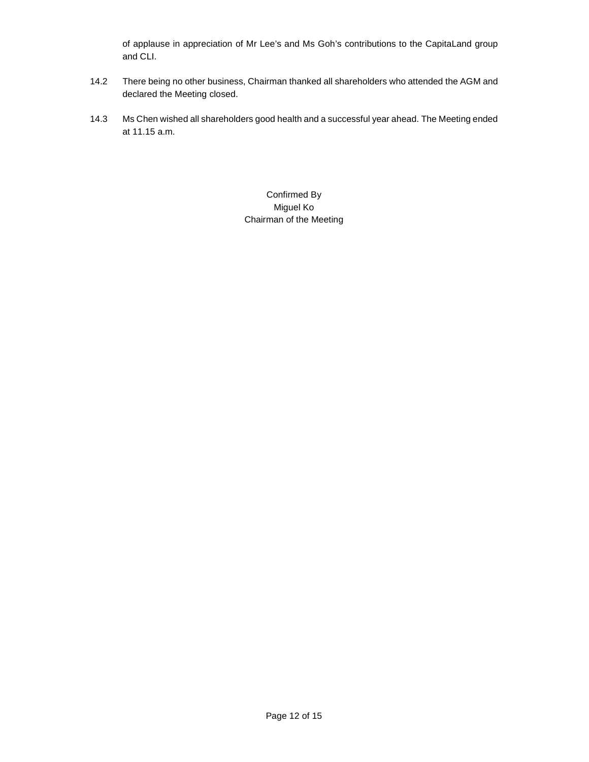of applause in appreciation of Mr Lee's and Ms Goh's contributions to the CapitaLand group and CLI.

14.2 There being no other business, Chairman thanked all shareholders who attended the AGM and declared the Meeting closed.

14.3 Ms Chen wished all shareholders good health and a successful year ahead. The Meeting ended at 11.15 a.m.

Confirmed By
Miguel Ko
Chairman of the Meeting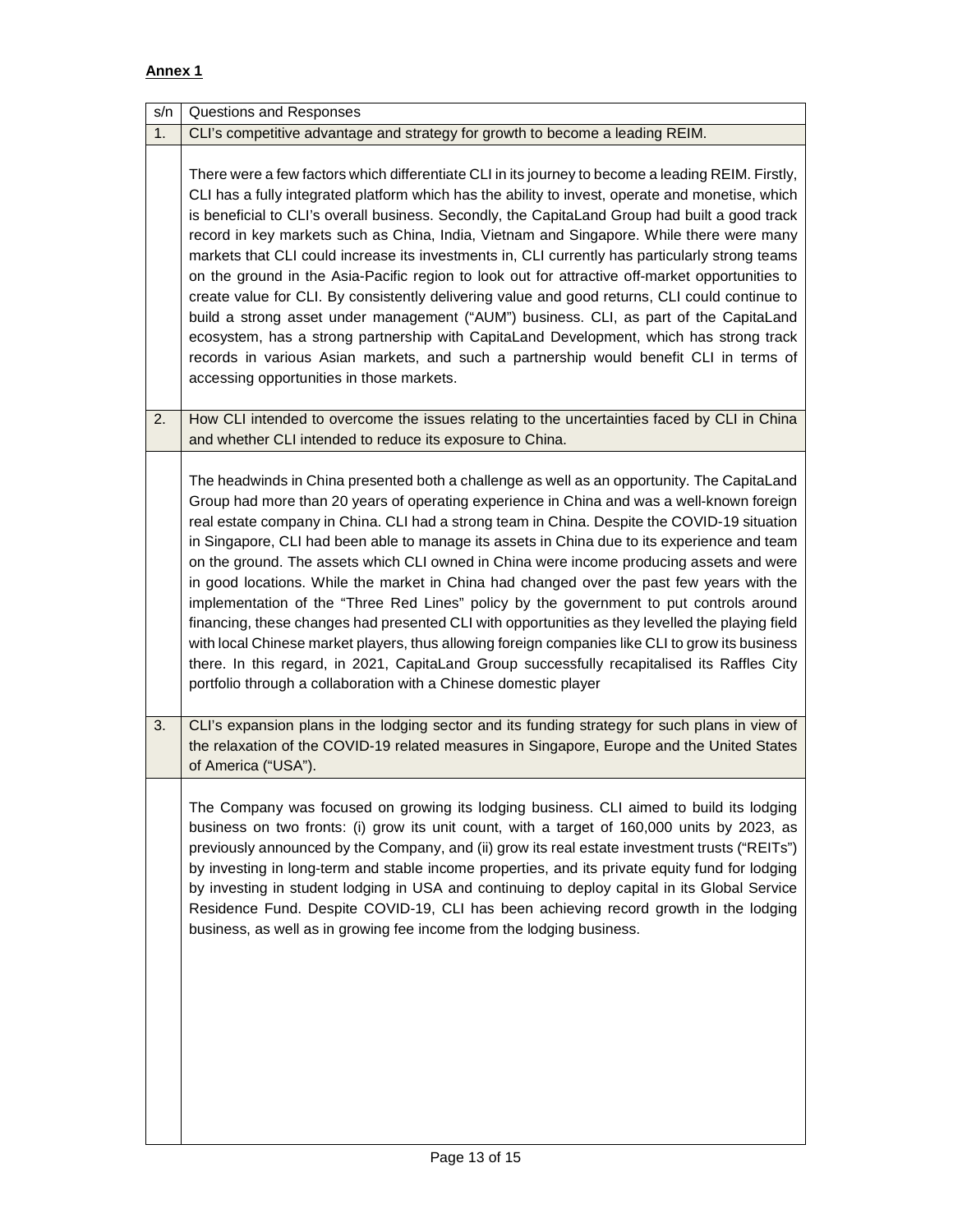**Annex 1**

| s/n | Questions and Responses |
|---|---|
| 1. | CLI's competitive advantage and strategy for growth to become a leading REIM. |
| | There were a few factors which differentiate CLI in its journey to become a leading REIM. Firstly, CLI has a fully integrated platform which has the ability to invest, operate and monetise, which is beneficial to CLI's overall business. Secondly, the CapitaLand Group had built a good track record in key markets such as China, India, Vietnam and Singapore. While there were many markets that CLI could increase its investments in, CLI currently has particularly strong teams on the ground in the Asia-Pacific region to look out for attractive off-market opportunities to create value for CLI. By consistently delivering value and good returns, CLI could continue to build a strong asset under management ("AUM") business. CLI, as part of the CapitaLand ecosystem, has a strong partnership with CapitaLand Development, which has strong track records in various Asian markets, and such a partnership would benefit CLI in terms of accessing opportunities in those markets. |
| 2. | How CLI intended to overcome the issues relating to the uncertainties faced by CLI in China and whether CLI intended to reduce its exposure to China. |
| | The headwinds in China presented both a challenge as well as an opportunity. The CapitaLand Group had more than 20 years of operating experience in China and was a well-known foreign real estate company in China. CLI had a strong team in China. Despite the COVID-19 situation in Singapore, CLI had been able to manage its assets in China due to its experience and team on the ground. The assets which CLI owned in China were income producing assets and were in good locations. While the market in China had changed over the past few years with the implementation of the "Three Red Lines" policy by the government to put controls around financing, these changes had presented CLI with opportunities as they levelled the playing field with local Chinese market players, thus allowing foreign companies like CLI to grow its business there. In this regard, in 2021, CapitaLand Group successfully recapitalised its Raffles City portfolio through a collaboration with a Chinese domestic player |
| 3. | CLI's expansion plans in the lodging sector and its funding strategy for such plans in view of the relaxation of the COVID-19 related measures in Singapore, Europe and the United States of America ("USA"). |
| | The Company was focused on growing its lodging business. CLI aimed to build its lodging business on two fronts: (i) grow its unit count, with a target of 160,000 units by 2023, as previously announced by the Company, and (ii) grow its real estate investment trusts ("REITs") by investing in long-term and stable income properties, and its private equity fund for lodging by investing in student lodging in USA and continuing to deploy capital in its Global Service Residence Fund. Despite COVID-19, CLI has been achieving record growth in the lodging business, as well as in growing fee income from the lodging business. |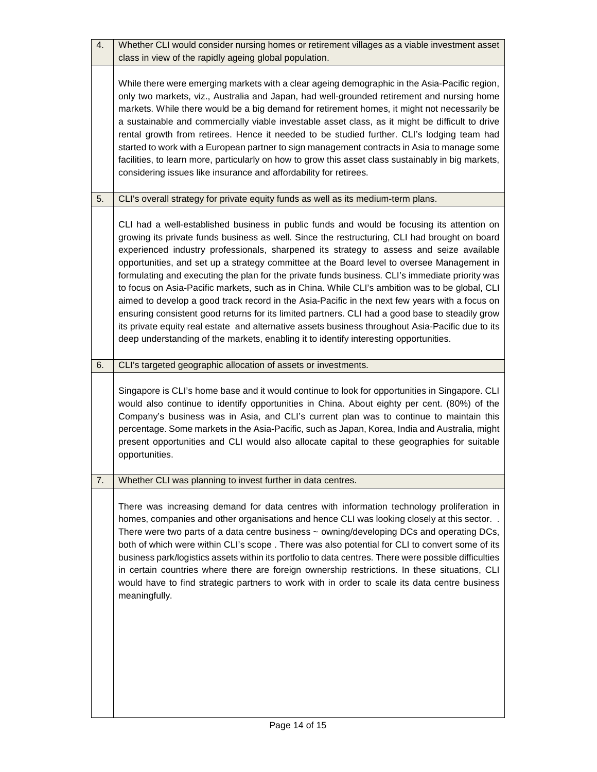| | |
|---|---|
| 4. | Whether CLI would consider nursing homes or retirement villages as a viable investment asset class in view of the rapidly ageing global population. |
| | While there were emerging markets with a clear ageing demographic in the Asia-Pacific region, only two markets, viz., Australia and Japan, had well-grounded retirement and nursing home markets. While there would be a big demand for retirement homes, it might not necessarily be a sustainable and commercially viable investable asset class, as it might be difficult to drive rental growth from retirees. Hence it needed to be studied further. CLI's lodging team had started to work with a European partner to sign management contracts in Asia to manage some facilities, to learn more, particularly on how to grow this asset class sustainably in big markets, considering issues like insurance and affordability for retirees. |
| 5. | CLI's overall strategy for private equity funds as well as its medium-term plans. |
| | CLI had a well-established business in public funds and would be focusing its attention on growing its private funds business as well. Since the restructuring, CLI had brought on board experienced industry professionals, sharpened its strategy to assess and seize available opportunities, and set up a strategy committee at the Board level to oversee Management in formulating and executing the plan for the private funds business. CLI's immediate priority was to focus on Asia-Pacific markets, such as in China. While CLI's ambition was to be global, CLI aimed to develop a good track record in the Asia-Pacific in the next few years with a focus on ensuring consistent good returns for its limited partners. CLI had a good base to steadily grow its private equity real estate and alternative assets business throughout Asia-Pacific due to its deep understanding of the markets, enabling it to identify interesting opportunities. |
| 6. | CLI's targeted geographic allocation of assets or investments. |
| | Singapore is CLI's home base and it would continue to look for opportunities in Singapore. CLI would also continue to identify opportunities in China. About eighty per cent. (80%) of the Company's business was in Asia, and CLI's current plan was to continue to maintain this percentage. Some markets in the Asia-Pacific, such as Japan, Korea, India and Australia, might present opportunities and CLI would also allocate capital to these geographies for suitable opportunities. |
| 7. | Whether CLI was planning to invest further in data centres. |
| | There was increasing demand for data centres with information technology proliferation in homes, companies and other organisations and hence CLI was looking closely at this sector. . There were two parts of a data centre business ~ owning/developing DCs and operating DCs, both of which were within CLI's scope . There was also potential for CLI to convert some of its business park/logistics assets within its portfolio to data centres. There were possible difficulties in certain countries where there are foreign ownership restrictions. In these situations, CLI would have to find strategic partners to work with in order to scale its data centre business meaningfully. |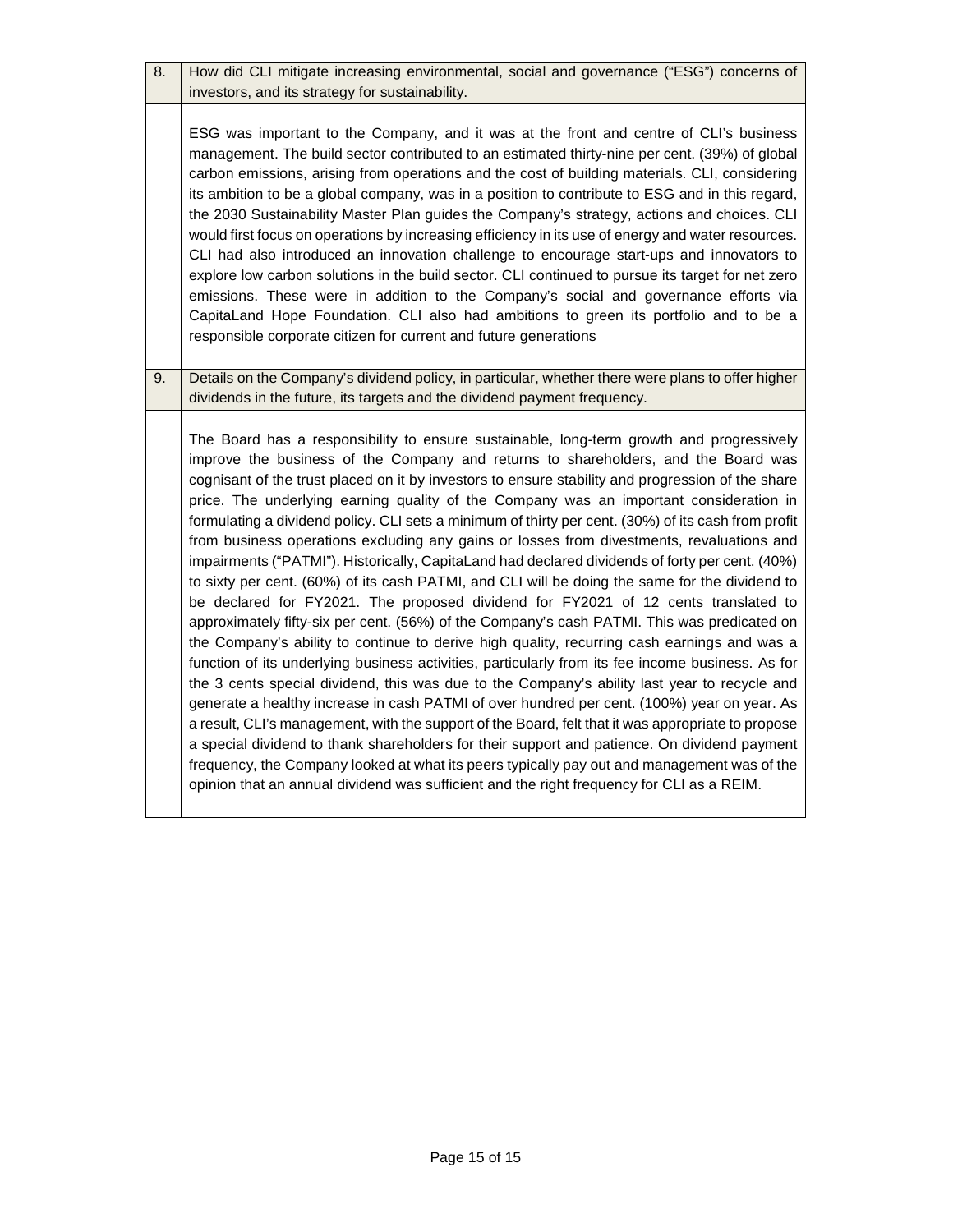| | |
|---|---|
| 8. | How did CLI mitigate increasing environmental, social and governance ("ESG") concerns of investors, and its strategy for sustainability. |
| | ESG was important to the Company, and it was at the front and centre of CLI's business management. The build sector contributed to an estimated thirty-nine per cent. (39%) of global carbon emissions, arising from operations and the cost of building materials. CLI, considering its ambition to be a global company, was in a position to contribute to ESG and in this regard, the 2030 Sustainability Master Plan guides the Company's strategy, actions and choices. CLI would first focus on operations by increasing efficiency in its use of energy and water resources. CLI had also introduced an innovation challenge to encourage start-ups and innovators to explore low carbon solutions in the build sector. CLI continued to pursue its target for net zero emissions. These were in addition to the Company's social and governance efforts via CapitaLand Hope Foundation. CLI also had ambitions to green its portfolio and to be a responsible corporate citizen for current and future generations |
| 9. | Details on the Company's dividend policy, in particular, whether there were plans to offer higher dividends in the future, its targets and the dividend payment frequency. |
| | The Board has a responsibility to ensure sustainable, long-term growth and progressively improve the business of the Company and returns to shareholders, and the Board was cognisant of the trust placed on it by investors to ensure stability and progression of the share price. The underlying earning quality of the Company was an important consideration in formulating a dividend policy. CLI sets a minimum of thirty per cent. (30%) of its cash from profit from business operations excluding any gains or losses from divestments, revaluations and impairments ("PATMI"). Historically, CapitaLand had declared dividends of forty per cent. (40%) to sixty per cent. (60%) of its cash PATMI, and CLI will be doing the same for the dividend to be declared for FY2021. The proposed dividend for FY2021 of 12 cents translated to approximately fifty-six per cent. (56%) of the Company's cash PATMI. This was predicated on the Company's ability to continue to derive high quality, recurring cash earnings and was a function of its underlying business activities, particularly from its fee income business. As for the 3 cents special dividend, this was due to the Company's ability last year to recycle and generate a healthy increase in cash PATMI of over hundred per cent. (100%) year on year. As a result, CLI's management, with the support of the Board, felt that it was appropriate to propose a special dividend to thank shareholders for their support and patience. On dividend payment frequency, the Company looked at what its peers typically pay out and management was of the opinion that an annual dividend was sufficient and the right frequency for CLI as a REIM. |